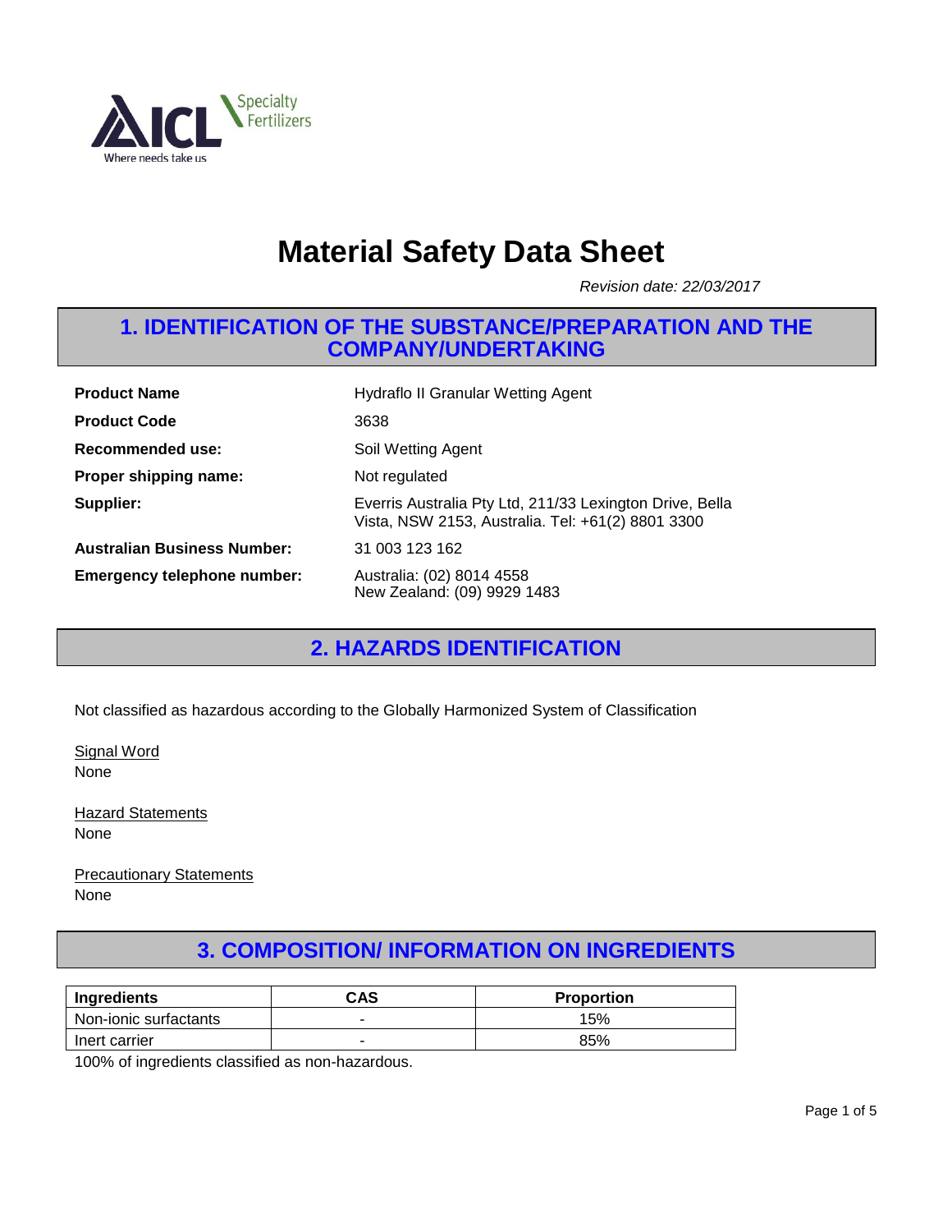ICL Specialty Fertilizers
Where needs take us

# Material Safety Data Sheet

*Revision date: 22/03/2017*

## 1. IDENTIFICATION OF THE SUBSTANCE/PREPARATION AND THE COMPANY/UNDERTAKING

**Product Name** Hydraflo II Granular Wetting Agent

**Product Code** 3638

**Recommended use:** Soil Wetting Agent

**Proper shipping name:** Not regulated

**Supplier:** Everris Australia Pty Ltd, 211/33 Lexington Drive, Bella Vista, NSW 2153, Australia. Tel: +61(2) 8801 3300

**Australian Business Number:** 31 003 123 162

**Emergency telephone number:** Australia: (02) 8014 4558
New Zealand: (09) 9929 1483

## 2. HAZARDS IDENTIFICATION

Not classified as hazardous according to the Globally Harmonized System of Classification

Signal Word
None

Hazard Statements
None

Precautionary Statements
None

## 3. COMPOSITION/ INFORMATION ON INGREDIENTS

| Ingredients | CAS | Proportion |
|---|---|---|
| Non-ionic surfactants | - | 15% |
| Inert carrier | - | 85% |

100% of ingredients classified as non-hazardous.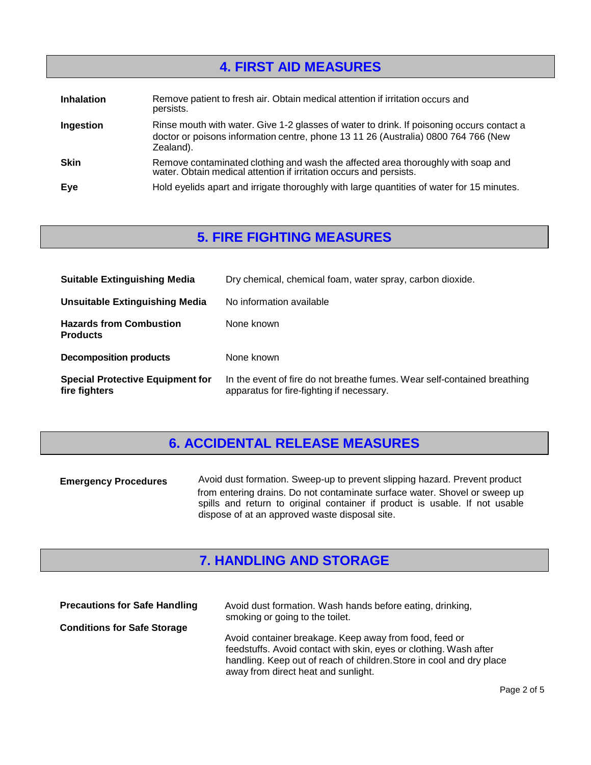## 4. FIRST AID MEASURES

| | |
|---|---|
| **Inhalation** | Remove patient to fresh air. Obtain medical attention if irritation occurs and persists. |
| **Ingestion** | Rinse mouth with water. Give 1-2 glasses of water to drink. If poisoning occurs contact a doctor or poisons information centre, phone 13 11 26 (Australia) 0800 764 766 (New Zealand). |
| **Skin** | Remove contaminated clothing and wash the affected area thoroughly with soap and water. Obtain medical attention if irritation occurs and persists. |
| **Eye** | Hold eyelids apart and irrigate thoroughly with large quantities of water for 15 minutes. |

## 5. FIRE FIGHTING MEASURES

| | |
|---|---|
| **Suitable Extinguishing Media** | Dry chemical, chemical foam, water spray, carbon dioxide. |
| **Unsuitable Extinguishing Media** | No information available |
| **Hazards from Combustion Products** | None known |
| **Decomposition products** | None known |
| **Special Protective Equipment for fire fighters** | In the event of fire do not breathe fumes. Wear self-contained breathing apparatus for fire-fighting if necessary. |

## 6. ACCIDENTAL RELEASE MEASURES

| | |
|---|---|
| **Emergency Procedures** | Avoid dust formation. Sweep-up to prevent slipping hazard. Prevent product from entering drains. Do not contaminate surface water. Shovel or sweep up spills and return to original container if product is usable. If not usable dispose of at an approved waste disposal site. |

## 7. HANDLING AND STORAGE

| | |
|---|---|
| **Precautions for Safe Handling** | Avoid dust formation. Wash hands before eating, drinking, smoking or going to the toilet. |
| **Conditions for Safe Storage** | Avoid container breakage. Keep away from food, feed or feedstuffs. Avoid contact with skin, eyes or clothing. Wash after handling. Keep out of reach of children.Store in cool and dry place away from direct heat and sunlight. |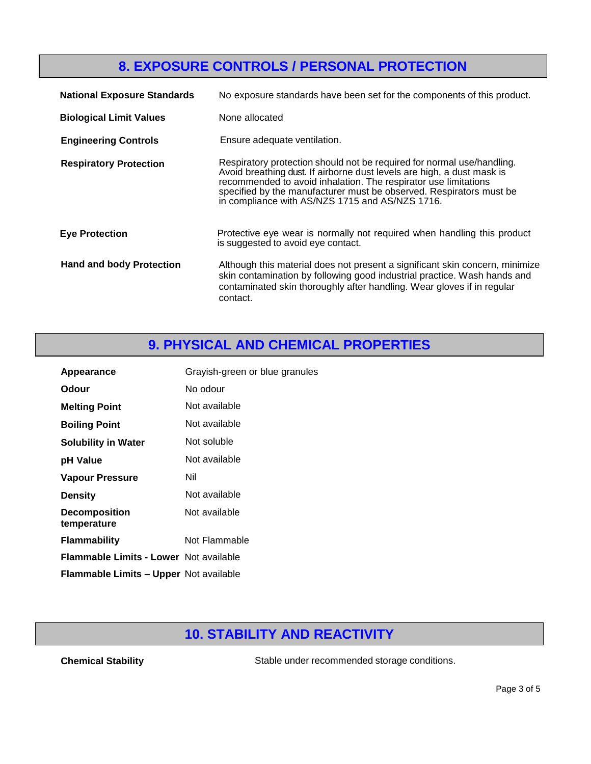## 8. EXPOSURE CONTROLS / PERSONAL PROTECTION

| | |
|---|---|
| **National Exposure Standards** | No exposure standards have been set for the components of this product. |
| **Biological Limit Values** | None allocated |
| **Engineering Controls** | Ensure adequate ventilation. |
| **Respiratory Protection** | Respiratory protection should not be required for normal use/handling. Avoid breathing dust. If airborne dust levels are high, a dust mask is recommended to avoid inhalation. The respirator use limitations specified by the manufacturer must be observed. Respirators must be in compliance with AS/NZS 1715 and AS/NZS 1716. |
| **Eye Protection** | Protective eye wear is normally not required when handling this product is suggested to avoid eye contact. |
| **Hand and body Protection** | Although this material does not present a significant skin concern, minimize skin contamination by following good industrial practice. Wash hands and contaminated skin thoroughly after handling. Wear gloves if in regular contact. |

## 9. PHYSICAL AND CHEMICAL PROPERTIES

| | |
|---|---|
| **Appearance** | Grayish-green or blue granules |
| **Odour** | No odour |
| **Melting Point** | Not available |
| **Boiling Point** | Not available |
| **Solubility in Water** | Not soluble |
| **pH Value** | Not available |
| **Vapour Pressure** | Nil |
| **Density** | Not available |
| **Decomposition temperature** | Not available |
| **Flammability** | Not Flammable |
| **Flammable Limits - Lower** | Not available |
| **Flammable Limits – Upper** | Not available |

## 10. STABILITY AND REACTIVITY

| | |
|---|---|
| **Chemical Stability** | Stable under recommended storage conditions. |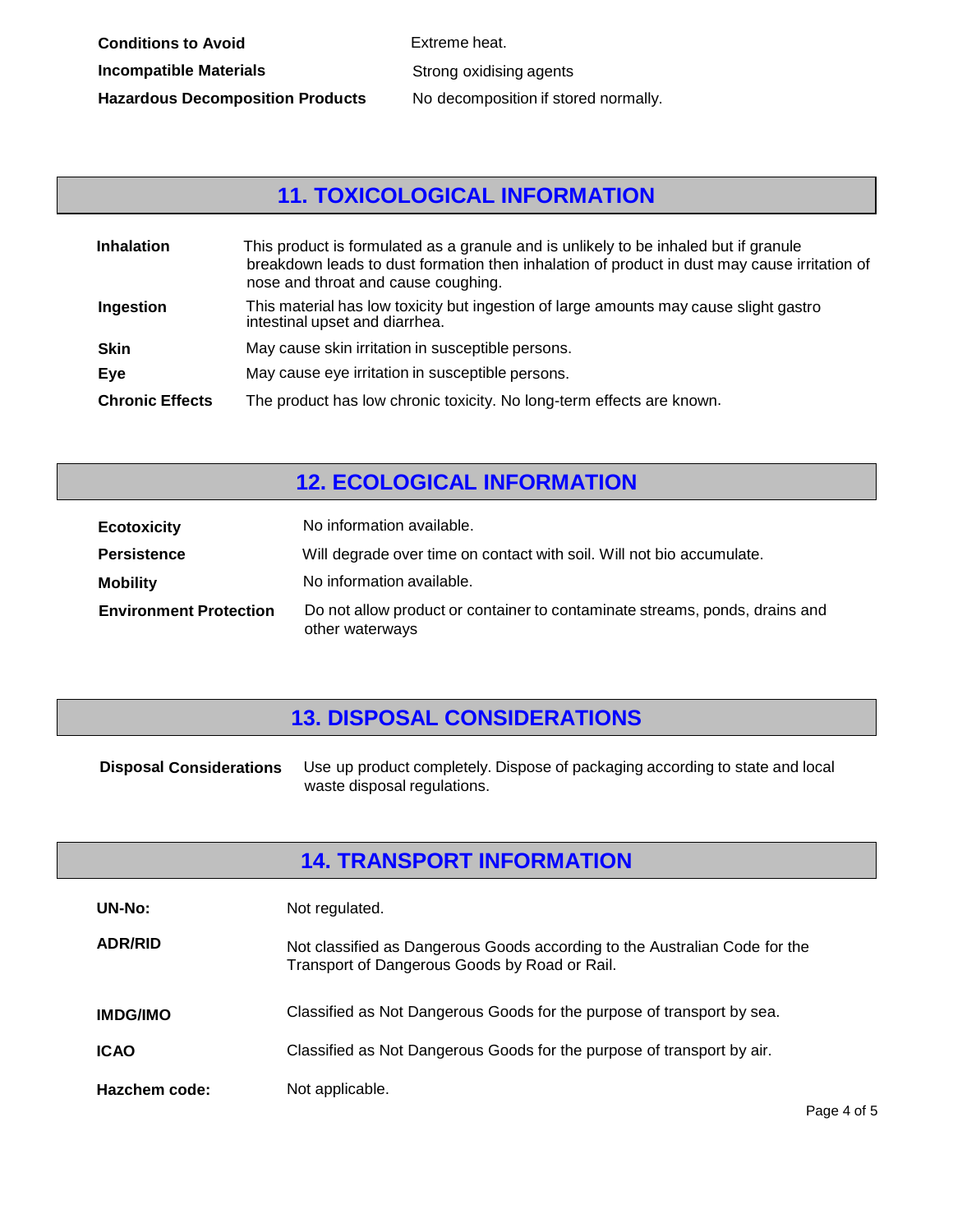| | |
|---|---|
| **Conditions to Avoid** | Extreme heat. |
| **Incompatible Materials** | Strong oxidising agents |
| **Hazardous Decomposition Products** | No decomposition if stored normally. |

## 11. TOXICOLOGICAL INFORMATION

| | |
|---|---|
| **Inhalation** | This product is formulated as a granule and is unlikely to be inhaled but if granule breakdown leads to dust formation then inhalation of product in dust may cause irritation of nose and throat and cause coughing. |
| **Ingestion** | This material has low toxicity but ingestion of large amounts may cause slight gastro intestinal upset and diarrhea. |
| **Skin** | May cause skin irritation in susceptible persons. |
| **Eye** | May cause eye irritation in susceptible persons. |
| **Chronic Effects** | The product has low chronic toxicity. No long-term effects are known. |

## 12. ECOLOGICAL INFORMATION

| | |
|---|---|
| **Ecotoxicity** | No information available. |
| **Persistence** | Will degrade over time on contact with soil. Will not bio accumulate. |
| **Mobility** | No information available. |
| **Environment Protection** | Do not allow product or container to contaminate streams, ponds, drains and other waterways |

## 13. DISPOSAL CONSIDERATIONS

| | |
|---|---|
| **Disposal Considerations** | Use up product completely. Dispose of packaging according to state and local waste disposal regulations. |

## 14. TRANSPORT INFORMATION

| | |
|---|---|
| **UN-No:** | Not regulated. |
| **ADR/RID** | Not classified as Dangerous Goods according to the Australian Code for the Transport of Dangerous Goods by Road or Rail. |
| **IMDG/IMO** | Classified as Not Dangerous Goods for the purpose of transport by sea. |
| **ICAO** | Classified as Not Dangerous Goods for the purpose of transport by air. |
| **Hazchem code:** | Not applicable. |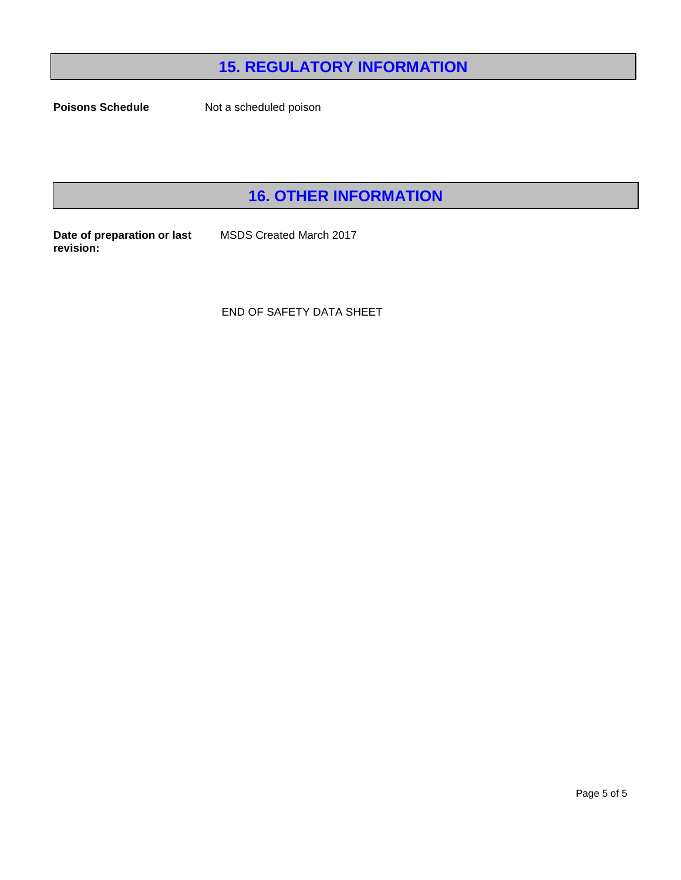## 15. REGULATORY INFORMATION

**Poisons Schedule** Not a scheduled poison

## 16. OTHER INFORMATION

**Date of preparation or last revision:** MSDS Created March 2017

END OF SAFETY DATA SHEET